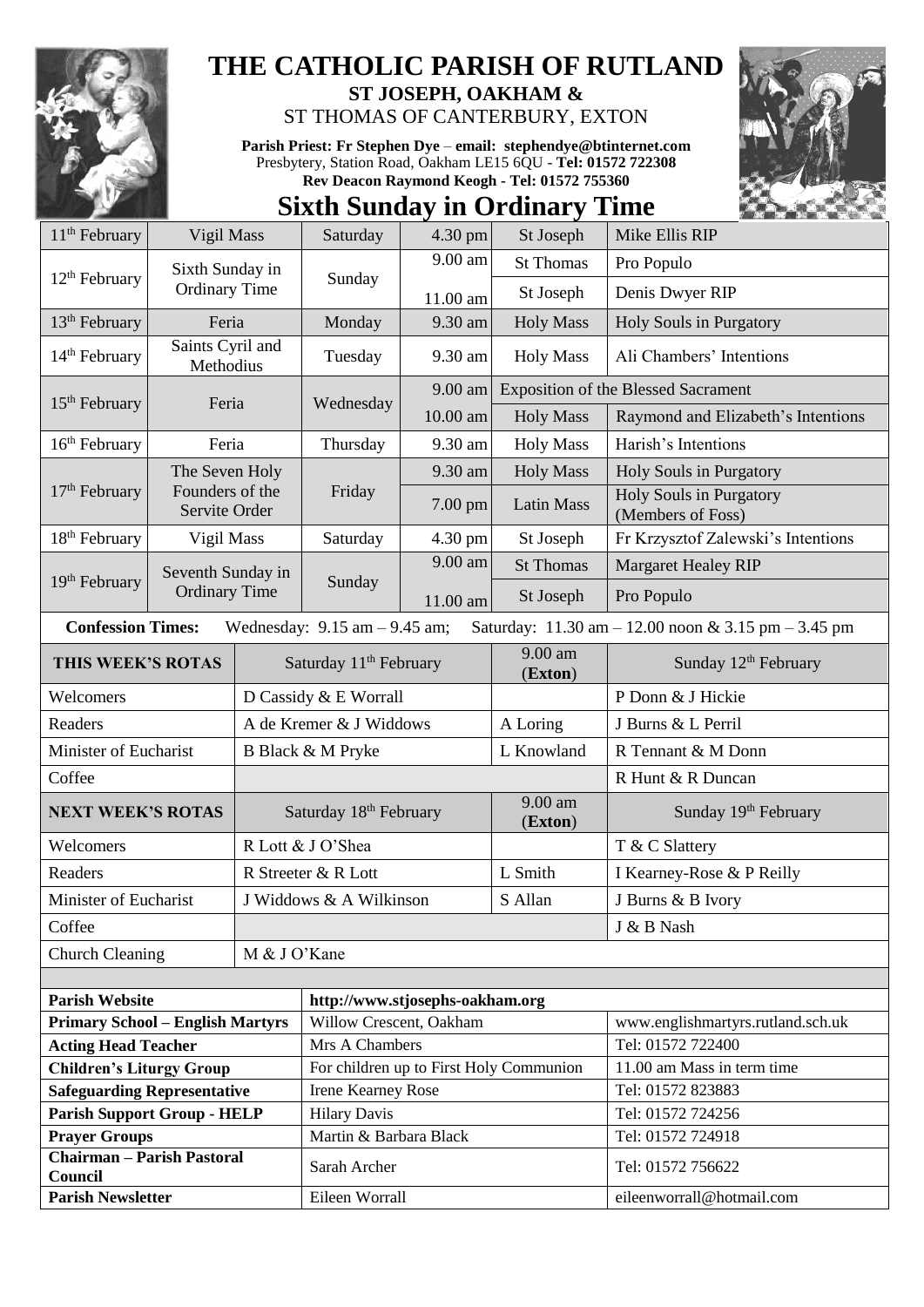# THE CATHOLIC PARISH OF RUTLAND

**ST JOSEPH, OAKHAM &**

ST THOMAS OF CANTERBURY, EXTON

**Parish Priest: Fr Stephen Dye** – **email: stephendye@btinternet.com**
Presbytery, Station Road, Oakham LE15 6QU - **Tel: 01572 722308**
**Rev Deacon Raymond Keogh - Tel: 01572 755360**

## Sixth Sunday in Ordinary Time

| | | | | | |
|---|---|---|---|---|---|
| 11th February | Vigil Mass | Saturday | 4.30 pm | St Joseph | Mike Ellis RIP |
| 12th February | Sixth Sunday in Ordinary Time | Sunday | 9.00 am | St Thomas | Pro Populo |
| | | | 11.00 am | St Joseph | Denis Dwyer RIP |
| 13th February | Feria | Monday | 9.30 am | Holy Mass | Holy Souls in Purgatory |
| 14th February | Saints Cyril and Methodius | Tuesday | 9.30 am | Holy Mass | Ali Chambers' Intentions |
| 15th February | Feria | Wednesday | 9.00 am | Exposition of the Blessed Sacrament | |
| | | | 10.00 am | Holy Mass | Raymond and Elizabeth's Intentions |
| 16th February | Feria | Thursday | 9.30 am | Holy Mass | Harish's Intentions |
| 17th February | The Seven Holy Founders of the Servite Order | Friday | 9.30 am | Holy Mass | Holy Souls in Purgatory |
| | | | 7.00 pm | Latin Mass | Holy Souls in Purgatory (Members of Foss) |
| 18th February | Vigil Mass | Saturday | 4.30 pm | St Joseph | Fr Krzysztof Zalewski's Intentions |
| 19th February | Seventh Sunday in Ordinary Time | Sunday | 9.00 am | St Thomas | Margaret Healey RIP |
| | | | 11.00 am | St Joseph | Pro Populo |

**Confession Times:** Wednesday: 9.15 am – 9.45 am; Saturday: 11.30 am – 12.00 noon & 3.15 pm – 3.45 pm

| **THIS WEEK'S ROTAS** | Saturday 11th February | 9.00 am (**Exton**) | Sunday 12th February |
|---|---|---|---|
| Welcomers | D Cassidy & E Worrall | | P Donn & J Hickie |
| Readers | A de Kremer & J Widdows | A Loring | J Burns & L Perril |
| Minister of Eucharist | B Black & M Pryke | L Knowland | R Tennant & M Donn |
| Coffee | | | R Hunt & R Duncan |
| **NEXT WEEK'S ROTAS** | Saturday 18th February | 9.00 am (**Exton**) | Sunday 19th February |
| Welcomers | R Lott & J O'Shea | | T & C Slattery |
| Readers | R Streeter & R Lott | L Smith | I Kearney-Rose & P Reilly |
| Minister of Eucharist | J Widdows & A Wilkinson | S Allan | J Burns & B Ivory |
| Coffee | | | J & B Nash |
| Church Cleaning | M & J O'Kane | | |

| | | |
|---|---|---|
| **Parish Website** | **http://www.stjosephs-oakham.org** | |
| **Primary School – English Martyrs** | Willow Crescent, Oakham | www.englishmartyrs.rutland.sch.uk |
| **Acting Head Teacher** | Mrs A Chambers | Tel: 01572 722400 |
| **Children's Liturgy Group** | For children up to First Holy Communion | 11.00 am Mass in term time |
| **Safeguarding Representative** | Irene Kearney Rose | Tel: 01572 823883 |
| **Parish Support Group - HELP** | Hilary Davis | Tel: 01572 724256 |
| **Prayer Groups** | Martin & Barbara Black | Tel: 01572 724918 |
| **Chairman – Parish Pastoral Council** | Sarah Archer | Tel: 01572 756622 |
| **Parish Newsletter** | Eileen Worrall | eileenworrall@hotmail.com |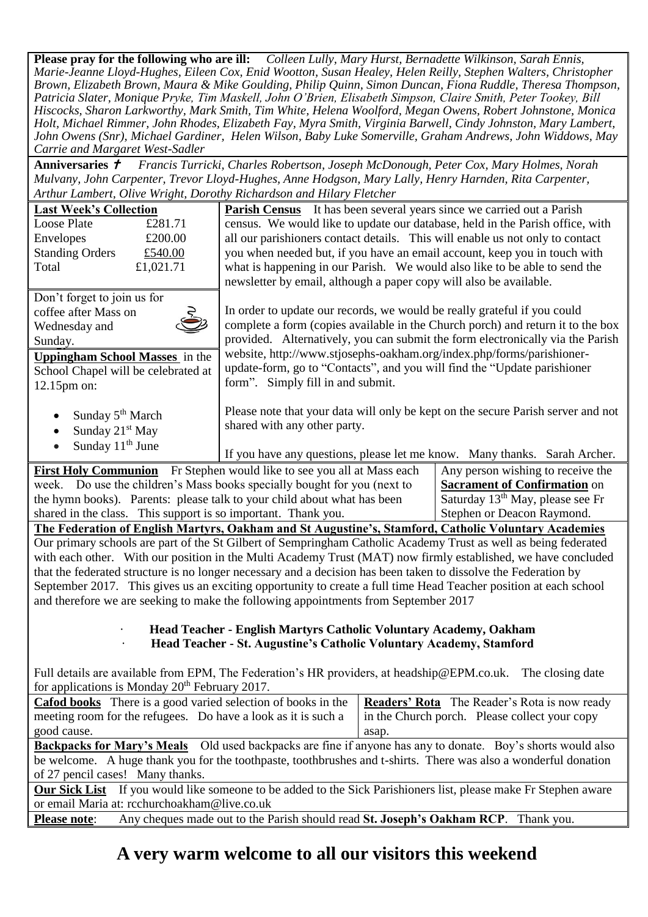**Please pray for the following who are ill:** *Colleen Lully, Mary Hurst, Bernadette Wilkinson, Sarah Ennis, Marie-Jeanne Lloyd-Hughes, Eileen Cox, Enid Wootton, Susan Healey, Helen Reilly, Stephen Walters, Christopher Brown, Elizabeth Brown, Maura & Mike Goulding, Philip Quinn, Simon Duncan, Fiona Ruddle, Theresa Thompson, Patricia Slater, Monique Pryke, Tim Maskell, John O'Brien, Elisabeth Simpson, Claire Smith, Peter Tookey, Bill Hiscocks, Sharon Larkworthy, Mark Smith, Tim White, Helena Woolford, Megan Owens, Robert Johnstone, Monica Holt, Michael Rimmer, John Rhodes, Elizabeth Fay, Myra Smith, Virginia Barwell, Cindy Johnston, Mary Lambert, John Owens (Snr), Michael Gardiner, Helen Wilson, Baby Luke Somerville, Graham Andrews, John Widdows, May Carrie and Margaret West-Sadler*

**Anniversaries** ✝ *Francis Turricki, Charles Robertson, Joseph McDonough, Peter Cox, Mary Holmes, Norah Mulvany, John Carpenter, Trevor Lloyd-Hughes, Anne Hodgson, Mary Lally, Henry Harnden, Rita Carpenter, Arthur Lambert, Olive Wright, Dorothy Richardson and Hilary Fletcher*

**Last Week's Collection**

| | |
|---|---|
| Loose Plate | £281.71 |
| Envelopes | £200.00 |
| Standing Orders | £540.00 |
| Total | £1,021.71 |

Don't forget to join us for coffee after Mass on Wednesday and Sunday.

**Uppingham School Masses** in the School Chapel will be celebrated at 12.15pm on:

- Sunday 5th March
- Sunday 21st May
- Sunday 11th June

**Parish Census** It has been several years since we carried out a Parish census. We would like to update our database, held in the Parish office, with all our parishioners contact details. This will enable us not only to contact you when needed but, if you have an email account, keep you in touch with what is happening in our Parish. We would also like to be able to send the newsletter by email, although a paper copy will also be available.

In order to update our records, we would be really grateful if you could complete a form (copies available in the Church porch) and return it to the box provided. Alternatively, you can submit the form electronically via the Parish website, http://www.stjosephs-oakham.org/index.php/forms/parishioner-update-form, go to "Contacts", and you will find the "Update parishioner form". Simply fill in and submit.

Please note that your data will only be kept on the secure Parish server and not shared with any other party.

If you have any questions, please let me know. Many thanks. Sarah Archer.

**First Holy Communion** Fr Stephen would like to see you all at Mass each week. Do use the children's Mass books specially bought for you (next to the hymn books). Parents: please talk to your child about what has been shared in the class. This support is so important. Thank you.

Any person wishing to receive the **Sacrament of Confirmation** on Saturday 13th May, please see Fr Stephen or Deacon Raymond.

**The Federation of English Martyrs, Oakham and St Augustine's, Stamford, Catholic Voluntary Academies**

Our primary schools are part of the St Gilbert of Sempringham Catholic Academy Trust as well as being federated with each other. With our position in the Multi Academy Trust (MAT) now firmly established, we have concluded that the federated structure is no longer necessary and a decision has been taken to dissolve the Federation by September 2017. This gives us an exciting opportunity to create a full time Head Teacher position at each school and therefore we are seeking to make the following appointments from September 2017

- **Head Teacher - English Martyrs Catholic Voluntary Academy, Oakham**
- **Head Teacher - St. Augustine's Catholic Voluntary Academy, Stamford**

Full details are available from EPM, The Federation's HR providers, at headship@EPM.co.uk. The closing date for applications is Monday 20th February 2017.

**Cafod books** There is a good varied selection of books in the meeting room for the refugees. Do have a look as it is such a good cause.

**Readers' Rota** The Reader's Rota is now ready in the Church porch. Please collect your copy asap.

**Backpacks for Mary's Meals** Old used backpacks are fine if anyone has any to donate. Boy's shorts would also be welcome. A huge thank you for the toothpaste, toothbrushes and t-shirts. There was also a wonderful donation of 27 pencil cases! Many thanks.

**Our Sick List** If you would like someone to be added to the Sick Parishioners list, please make Fr Stephen aware or email Maria at: rcchurchoakham@live.co.uk

**Please note**: Any cheques made out to the Parish should read **St. Joseph's Oakham RCP**. Thank you.

# A very warm welcome to all our visitors this weekend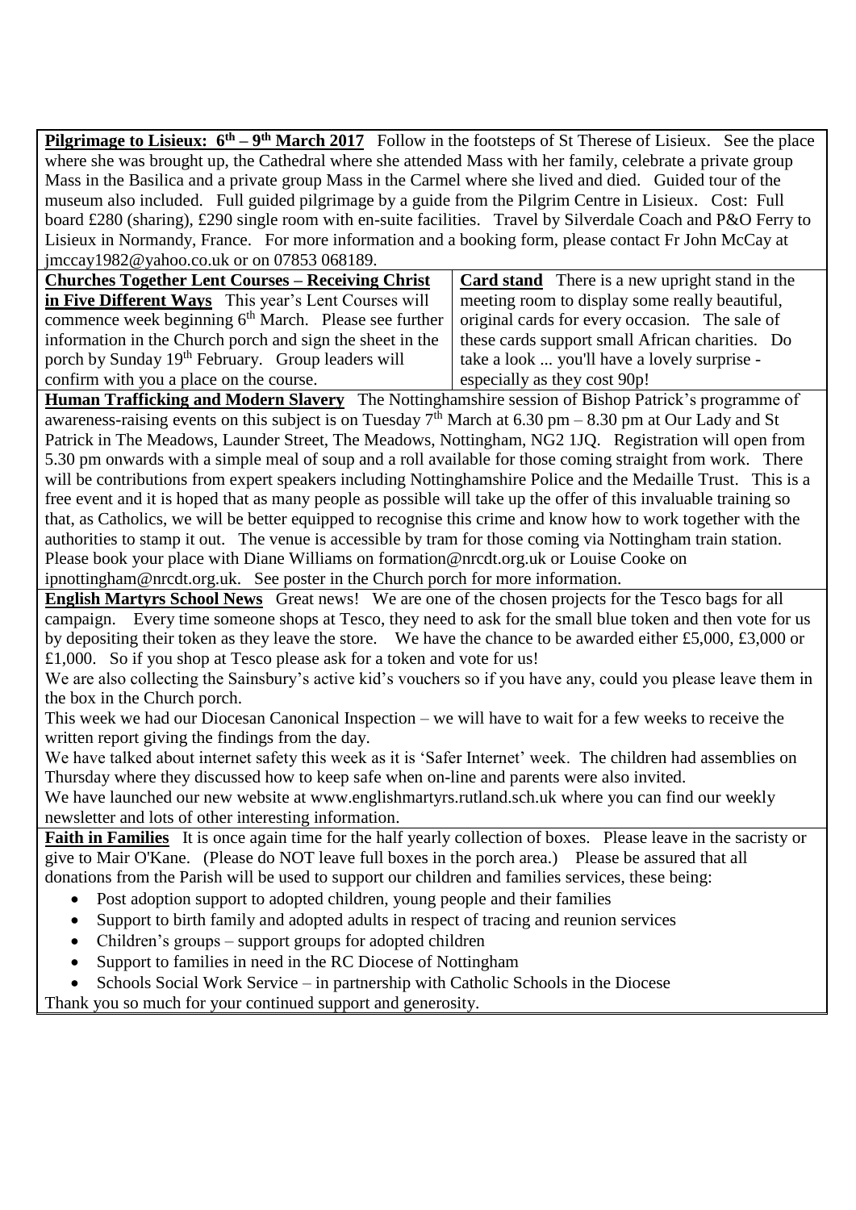**Pilgrimage to Lisieux: 6th – 9th March 2017** Follow in the footsteps of St Therese of Lisieux. See the place where she was brought up, the Cathedral where she attended Mass with her family, celebrate a private group Mass in the Basilica and a private group Mass in the Carmel where she lived and died. Guided tour of the museum also included. Full guided pilgrimage by a guide from the Pilgrim Centre in Lisieux. Cost: Full board £280 (sharing), £290 single room with en-suite facilities. Travel by Silverdale Coach and P&O Ferry to Lisieux in Normandy, France. For more information and a booking form, please contact Fr John McCay at jmccay1982@yahoo.co.uk or on 07853 068189.

**Churches Together Lent Courses – Receiving Christ in Five Different Ways** This year's Lent Courses will commence week beginning 6th March. Please see further information in the Church porch and sign the sheet in the porch by Sunday 19th February. Group leaders will confirm with you a place on the course.

**Card stand** There is a new upright stand in the meeting room to display some really beautiful, original cards for every occasion. The sale of these cards support small African charities. Do take a look ... you'll have a lovely surprise - especially as they cost 90p!

**Human Trafficking and Modern Slavery** The Nottinghamshire session of Bishop Patrick's programme of awareness-raising events on this subject is on Tuesday 7th March at 6.30 pm – 8.30 pm at Our Lady and St Patrick in The Meadows, Launder Street, The Meadows, Nottingham, NG2 1JQ. Registration will open from 5.30 pm onwards with a simple meal of soup and a roll available for those coming straight from work. There will be contributions from expert speakers including Nottinghamshire Police and the Medaille Trust. This is a free event and it is hoped that as many people as possible will take up the offer of this invaluable training so that, as Catholics, we will be better equipped to recognise this crime and know how to work together with the authorities to stamp it out. The venue is accessible by tram for those coming via Nottingham train station. Please book your place with Diane Williams on formation@nrcdt.org.uk or Louise Cooke on ipnottingham@nrcdt.org.uk. See poster in the Church porch for more information.

**English Martyrs School News** Great news! We are one of the chosen projects for the Tesco bags for all campaign. Every time someone shops at Tesco, they need to ask for the small blue token and then vote for us by depositing their token as they leave the store. We have the chance to be awarded either £5,000, £3,000 or £1,000. So if you shop at Tesco please ask for a token and vote for us!

We are also collecting the Sainsbury's active kid's vouchers so if you have any, could you please leave them in the box in the Church porch.

This week we had our Diocesan Canonical Inspection – we will have to wait for a few weeks to receive the written report giving the findings from the day.

We have talked about internet safety this week as it is 'Safer Internet' week. The children had assemblies on Thursday where they discussed how to keep safe when on-line and parents were also invited.

We have launched our new website at www.englishmartyrs.rutland.sch.uk where you can find our weekly newsletter and lots of other interesting information.

**Faith in Families** It is once again time for the half yearly collection of boxes. Please leave in the sacristy or give to Mair O'Kane. (Please do NOT leave full boxes in the porch area.) Please be assured that all donations from the Parish will be used to support our children and families services, these being:

- Post adoption support to adopted children, young people and their families
- Support to birth family and adopted adults in respect of tracing and reunion services
- Children's groups – support groups for adopted children
- Support to families in need in the RC Diocese of Nottingham
- Schools Social Work Service – in partnership with Catholic Schools in the Diocese

Thank you so much for your continued support and generosity.